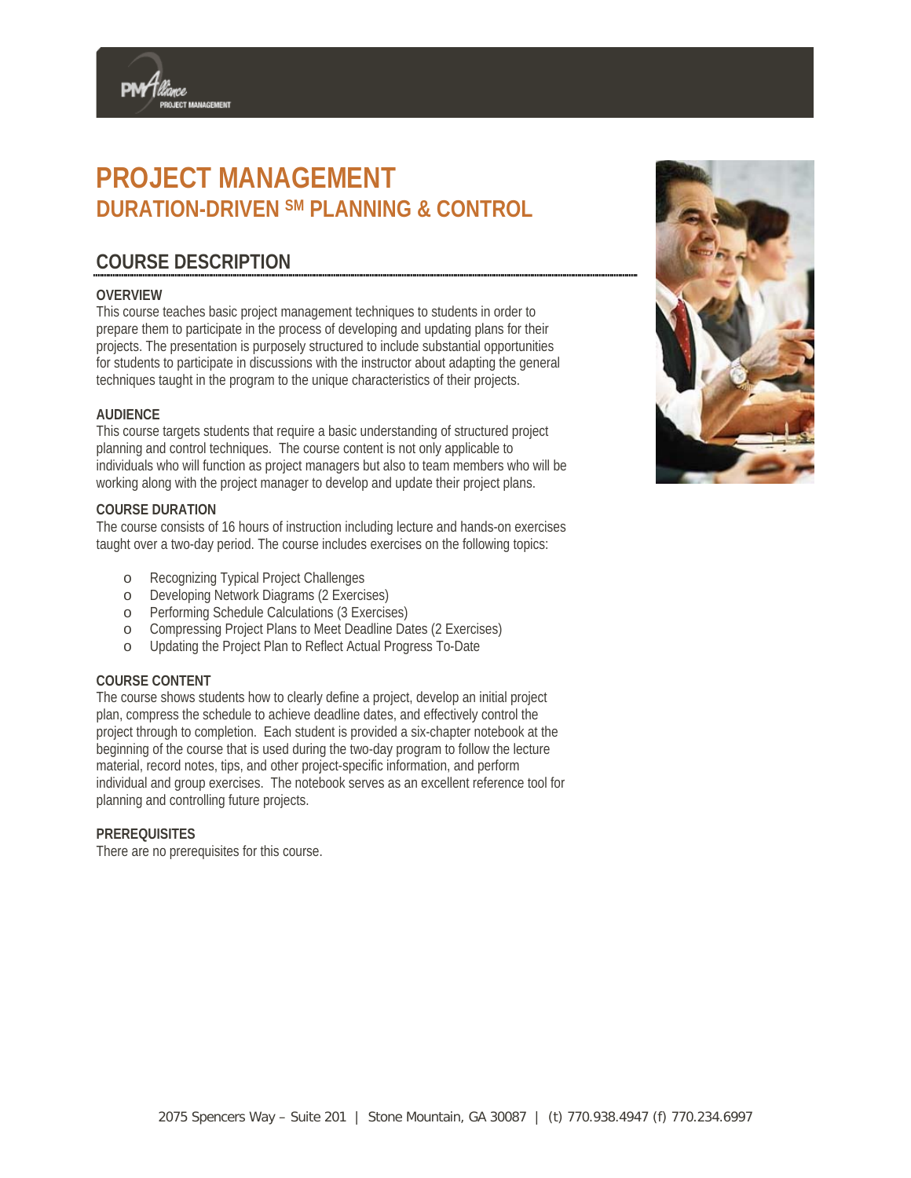# PROJECT MANAGEMENT

## DURATION-DRIVEN SM PLANNING & CONTROL

## COURSE DESCRIPTION

### OVERVIEW

This course teaches basic project management techniques to students in order to prepare them to participate in the process of developing and updating plans for their projects. The presentation is purposely structured to include substantial opportunities for students to participate in discussions with the instructor about adapting the general techniques taught in the program to the unique characteristics of their projects.

### AUDIENCE

This course targets students that require a basic understanding of structured project planning and control techniques. The course content is not only applicable to individuals who will function as project managers but also to team members who will be working along with the project manager to develop and update their project plans.

### COURSE DURATION

The course consists of 16 hours of instruction including lecture and hands-on exercises taught over a two-day period. The course includes exercises on the following topics:

- Recognizing Typical Project Challenges
- Developing Network Diagrams (2 Exercises)
- Performing Schedule Calculations (3 Exercises)
- Compressing Project Plans to Meet Deadline Dates (2 Exercises)
- Updating the Project Plan to Reflect Actual Progress To-Date

### COURSE CONTENT

The course shows students how to clearly define a project, develop an initial project plan, compress the schedule to achieve deadline dates, and effectively control the project through to completion. Each student is provided a six-chapter notebook at the beginning of the course that is used during the two-day program to follow the lecture material, record notes, tips, and other project-specific information, and perform individual and group exercises. The notebook serves as an excellent reference tool for planning and controlling future projects.

### PREREQUISITES

There are no prerequisites for this course.

2075 Spencers Way – Suite 201 | Stone Mountain, GA 30087 | (t) 770.938.4947 (f) 770.234.6997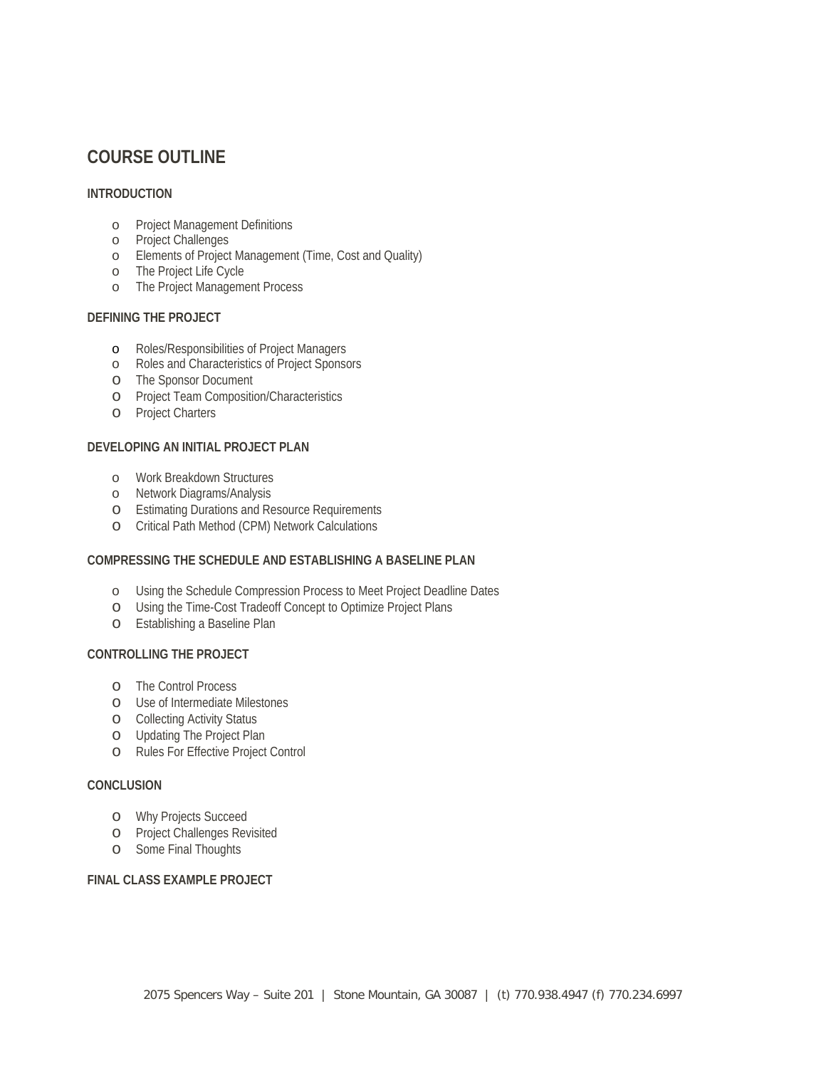## COURSE OUTLINE

### INTRODUCTION

- Project Management Definitions
- Project Challenges
- Elements of Project Management (Time, Cost and Quality)
- The Project Life Cycle
- The Project Management Process

### DEFINING THE PROJECT

- Roles/Responsibilities of Project Managers
- Roles and Characteristics of Project Sponsors
- The Sponsor Document
- Project Team Composition/Characteristics
- Project Charters

### DEVELOPING AN INITIAL PROJECT PLAN

- Work Breakdown Structures
- Network Diagrams/Analysis
- Estimating Durations and Resource Requirements
- Critical Path Method (CPM) Network Calculations

### COMPRESSING THE SCHEDULE AND ESTABLISHING A BASELINE PLAN

- Using the Schedule Compression Process to Meet Project Deadline Dates
- Using the Time-Cost Tradeoff Concept to Optimize Project Plans
- Establishing a Baseline Plan

### CONTROLLING THE PROJECT

- The Control Process
- Use of Intermediate Milestones
- Collecting Activity Status
- Updating The Project Plan
- Rules For Effective Project Control

### CONCLUSION

- Why Projects Succeed
- Project Challenges Revisited
- Some Final Thoughts

### FINAL CLASS EXAMPLE PROJECT